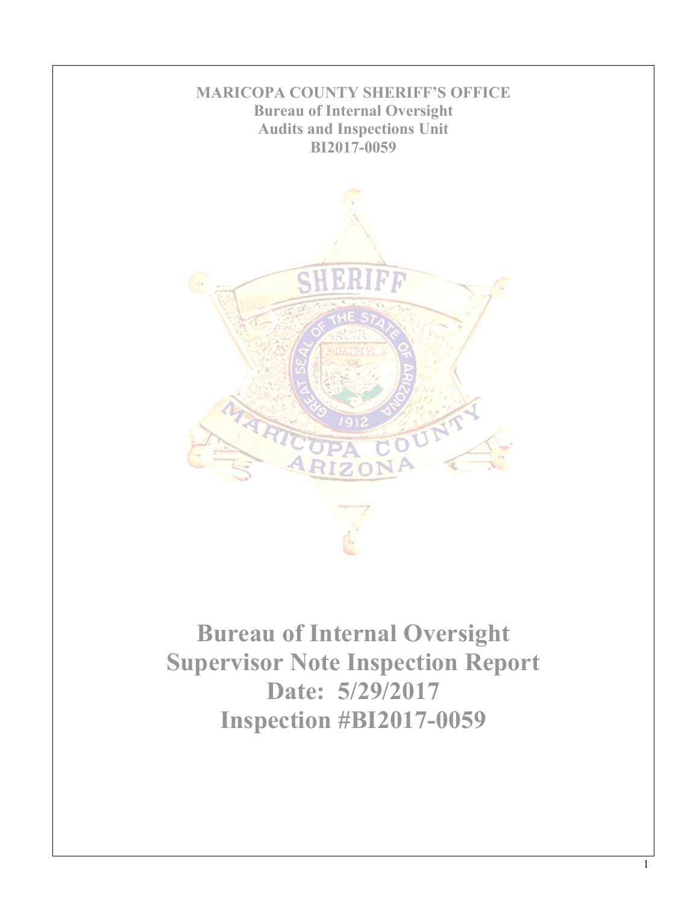**MARICOPA COUNTY SHERIFF'S OFFICE**
**Bureau of Internal Oversight**
**Audits and Inspections Unit**
**BI2017-0059**

# Bureau of Internal Oversight
# Supervisor Note Inspection Report
# Date: 5/29/2017
# Inspection #BI2017-0059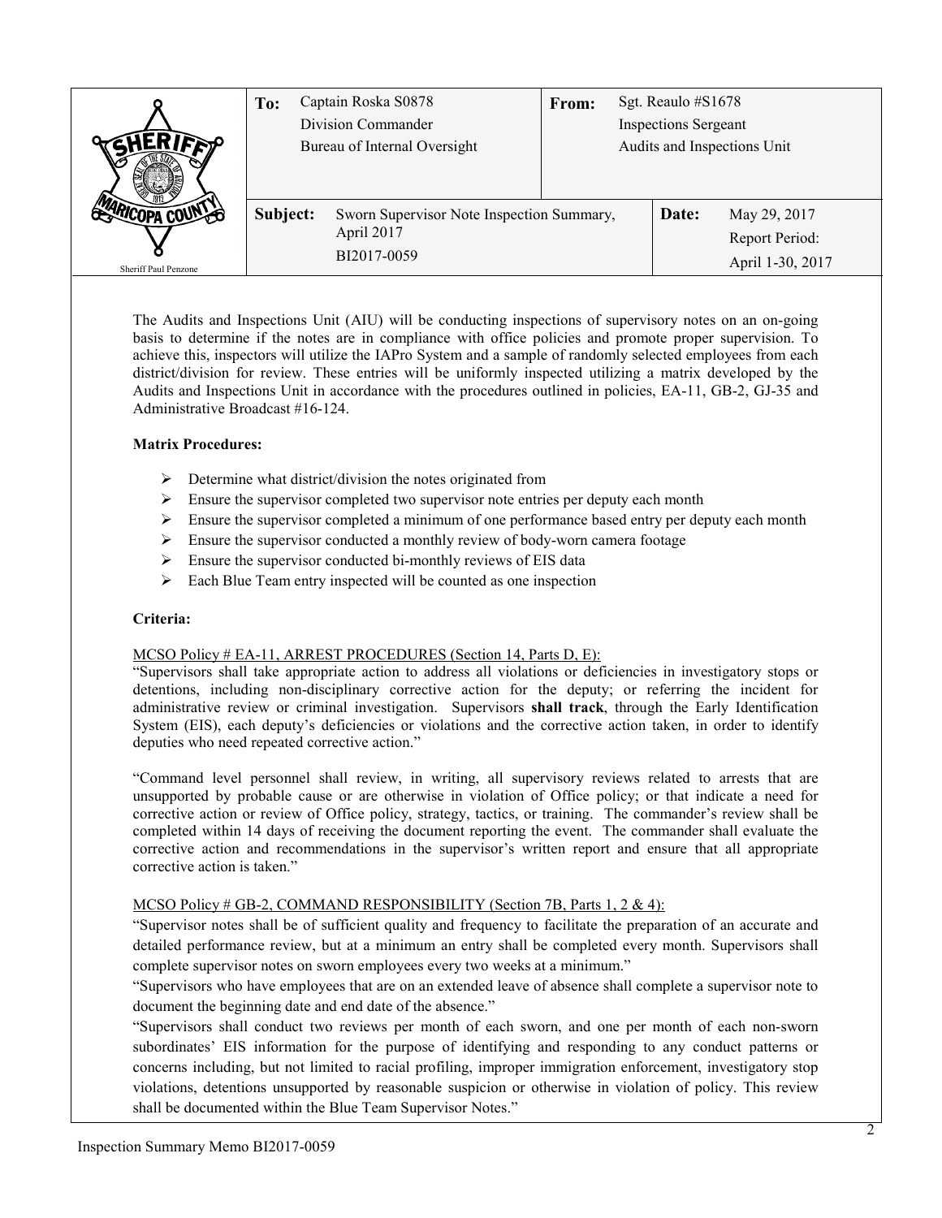| To: | Captain Roska S0878<br>Division Commander<br>Bureau of Internal Oversight | From: | Sgt. Reaulo #S1678<br>Inspections Sergeant<br>Audits and Inspections Unit |
|---|---|---|---|
| **Subject:** | Sworn Supervisor Note Inspection Summary, April 2017<br>BI2017-0059 | **Date:** | May 29, 2017<br>Report Period:<br>April 1-30, 2017 |

Sheriff Paul Penzone

The Audits and Inspections Unit (AIU) will be conducting inspections of supervisory notes on an on-going basis to determine if the notes are in compliance with office policies and promote proper supervision. To achieve this, inspectors will utilize the IAPro System and a sample of randomly selected employees from each district/division for review. These entries will be uniformly inspected utilizing a matrix developed by the Audits and Inspections Unit in accordance with the procedures outlined in policies, EA-11, GB-2, GJ-35 and Administrative Broadcast #16-124.

**Matrix Procedures:**

- Determine what district/division the notes originated from
- Ensure the supervisor completed two supervisor note entries per deputy each month
- Ensure the supervisor completed a minimum of one performance based entry per deputy each month
- Ensure the supervisor conducted a monthly review of body-worn camera footage
- Ensure the supervisor conducted bi-monthly reviews of EIS data
- Each Blue Team entry inspected will be counted as one inspection

**Criteria:**

MCSO Policy # EA-11, ARREST PROCEDURES (Section 14, Parts D, E):

"Supervisors shall take appropriate action to address all violations or deficiencies in investigatory stops or detentions, including non-disciplinary corrective action for the deputy; or referring the incident for administrative review or criminal investigation. Supervisors **shall track**, through the Early Identification System (EIS), each deputy's deficiencies or violations and the corrective action taken, in order to identify deputies who need repeated corrective action."

"Command level personnel shall review, in writing, all supervisory reviews related to arrests that are unsupported by probable cause or are otherwise in violation of Office policy; or that indicate a need for corrective action or review of Office policy, strategy, tactics, or training. The commander's review shall be completed within 14 days of receiving the document reporting the event. The commander shall evaluate the corrective action and recommendations in the supervisor's written report and ensure that all appropriate corrective action is taken."

MCSO Policy # GB-2, COMMAND RESPONSIBILITY (Section 7B, Parts 1, 2 & 4):

"Supervisor notes shall be of sufficient quality and frequency to facilitate the preparation of an accurate and detailed performance review, but at a minimum an entry shall be completed every month. Supervisors shall complete supervisor notes on sworn employees every two weeks at a minimum."

"Supervisors who have employees that are on an extended leave of absence shall complete a supervisor note to document the beginning date and end date of the absence."

"Supervisors shall conduct two reviews per month of each sworn, and one per month of each non-sworn subordinates' EIS information for the purpose of identifying and responding to any conduct patterns or concerns including, but not limited to racial profiling, improper immigration enforcement, investigatory stop violations, detentions unsupported by reasonable suspicion or otherwise in violation of policy. This review shall be documented within the Blue Team Supervisor Notes."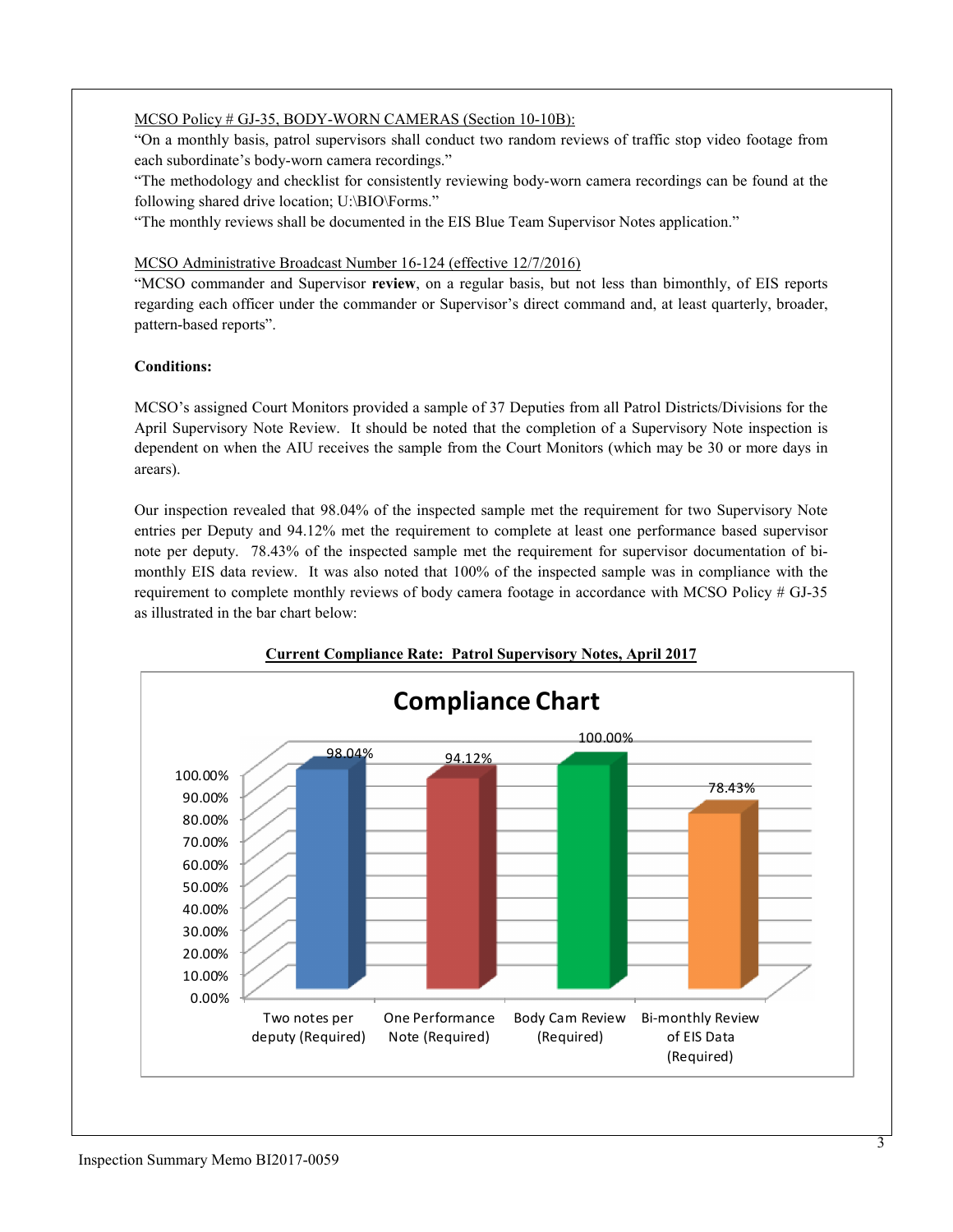MCSO Policy # GJ-35, BODY-WORN CAMERAS (Section 10-10B):

"On a monthly basis, patrol supervisors shall conduct two random reviews of traffic stop video footage from each subordinate's body-worn camera recordings."

"The methodology and checklist for consistently reviewing body-worn camera recordings can be found at the following shared drive location; U:\BIO\Forms."

"The monthly reviews shall be documented in the EIS Blue Team Supervisor Notes application."

MCSO Administrative Broadcast Number 16-124 (effective 12/7/2016)

"MCSO commander and Supervisor **review**, on a regular basis, but not less than bimonthly, of EIS reports regarding each officer under the commander or Supervisor's direct command and, at least quarterly, broader, pattern-based reports".

**Conditions:**

MCSO's assigned Court Monitors provided a sample of 37 Deputies from all Patrol Districts/Divisions for the April Supervisory Note Review. It should be noted that the completion of a Supervisory Note inspection is dependent on when the AIU receives the sample from the Court Monitors (which may be 30 or more days in arears).

Our inspection revealed that 98.04% of the inspected sample met the requirement for two Supervisory Note entries per Deputy and 94.12% met the requirement to complete at least one performance based supervisor note per deputy. 78.43% of the inspected sample met the requirement for supervisor documentation of bi-monthly EIS data review. It was also noted that 100% of the inspected sample was in compliance with the requirement to complete monthly reviews of body camera footage in accordance with MCSO Policy # GJ-35 as illustrated in the bar chart below:

**Current Compliance Rate: Patrol Supervisory Notes, April 2017**

**Compliance Chart**

| Requirement | Compliance |
|---|---|
| Two notes per deputy (Required) | 98.04% |
| One Performance Note (Required) | 94.12% |
| Body Cam Review (Required) | 100.00% |
| Bi-monthly Review of EIS Data (Required) | 78.43% |

Inspection Summary Memo BI2017-0059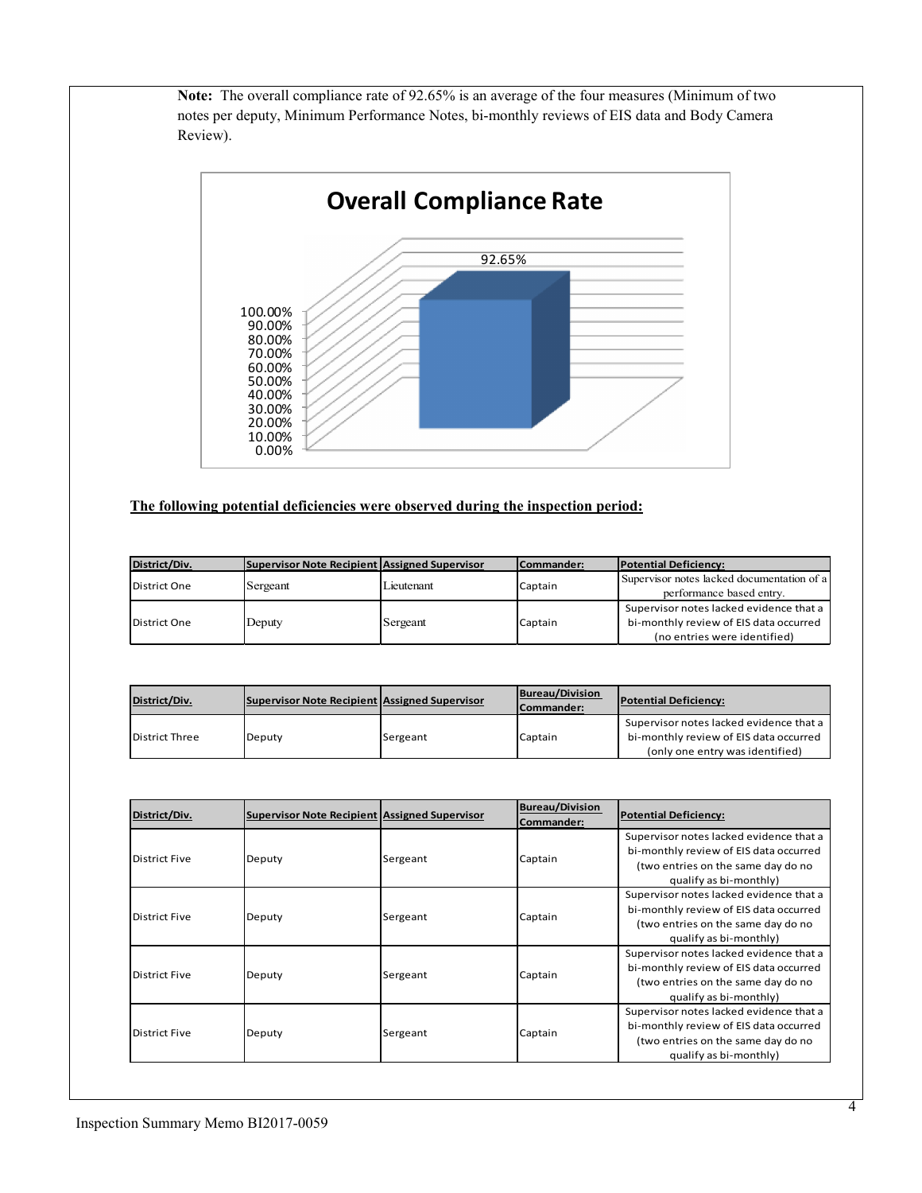**Note:** The overall compliance rate of 92.65% is an average of the four measures (Minimum of two notes per deputy, Minimum Performance Notes, bi-monthly reviews of EIS data and Body Camera Review).

**Overall Compliance Rate**

92.65%

**The following potential deficiencies were observed during the inspection period:**

| District/Div. | Supervisor Note Recipient | Assigned Supervisor | Commander: | Potential Deficiency: |
|---|---|---|---|---|
| District One | Sergeant | Lieutenant | Captain | Supervisor notes lacked documentation of a performance based entry. |
| District One | Deputy | Sergeant | Captain | Supervisor notes lacked evidence that a bi-monthly review of EIS data occurred (no entries were identified) |

| District/Div. | Supervisor Note Recipient | Assigned Supervisor | Bureau/Division Commander: | Potential Deficiency: |
|---|---|---|---|---|
| District Three | Deputy | Sergeant | Captain | Supervisor notes lacked evidence that a bi-monthly review of EIS data occurred (only one entry was identified) |

| District/Div. | Supervisor Note Recipient | Assigned Supervisor | Bureau/Division Commander: | Potential Deficiency: |
|---|---|---|---|---|
| District Five | Deputy | Sergeant | Captain | Supervisor notes lacked evidence that a bi-monthly review of EIS data occurred (two entries on the same day do no qualify as bi-monthly) |
| District Five | Deputy | Sergeant | Captain | Supervisor notes lacked evidence that a bi-monthly review of EIS data occurred (two entries on the same day do no qualify as bi-monthly) |
| District Five | Deputy | Sergeant | Captain | Supervisor notes lacked evidence that a bi-monthly review of EIS data occurred (two entries on the same day do no qualify as bi-monthly) |
| District Five | Deputy | Sergeant | Captain | Supervisor notes lacked evidence that a bi-monthly review of EIS data occurred (two entries on the same day do no qualify as bi-monthly) |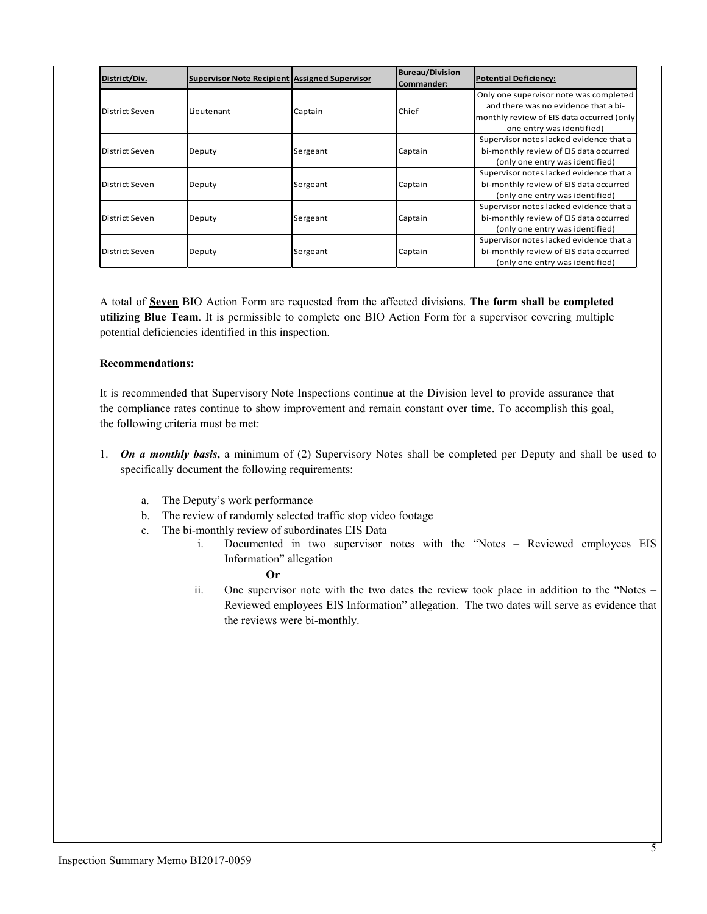| District/Div. | Supervisor Note Recipient | Assigned Supervisor | Bureau/Division Commander: | Potential Deficiency: |
|---|---|---|---|---|
| District Seven | Lieutenant | Captain | Chief | Only one supervisor note was completed and there was no evidence that a bi-monthly review of EIS data occurred (only one entry was identified) |
| District Seven | Deputy | Sergeant | Captain | Supervisor notes lacked evidence that a bi-monthly review of EIS data occurred (only one entry was identified) |
| District Seven | Deputy | Sergeant | Captain | Supervisor notes lacked evidence that a bi-monthly review of EIS data occurred (only one entry was identified) |
| District Seven | Deputy | Sergeant | Captain | Supervisor notes lacked evidence that a bi-monthly review of EIS data occurred (only one entry was identified) |
| District Seven | Deputy | Sergeant | Captain | Supervisor notes lacked evidence that a bi-monthly review of EIS data occurred (only one entry was identified) |

A total of **Seven** BIO Action Form are requested from the affected divisions. **The form shall be completed utilizing Blue Team**. It is permissible to complete one BIO Action Form for a supervisor covering multiple potential deficiencies identified in this inspection.

**Recommendations:**

It is recommended that Supervisory Note Inspections continue at the Division level to provide assurance that the compliance rates continue to show improvement and remain constant over time. To accomplish this goal, the following criteria must be met:

1. ***On a monthly basis*****,** a minimum of (2) Supervisory Notes shall be completed per Deputy and shall be used to specifically document the following requirements:
    a. The Deputy's work performance
    b. The review of randomly selected traffic stop video footage
    c. The bi-monthly review of subordinates EIS Data
        i. Documented in two supervisor notes with the "Notes – Reviewed employees EIS Information" allegation

           **Or**

        ii. One supervisor note with the two dates the review took place in addition to the "Notes – Reviewed employees EIS Information" allegation. The two dates will serve as evidence that the reviews were bi-monthly.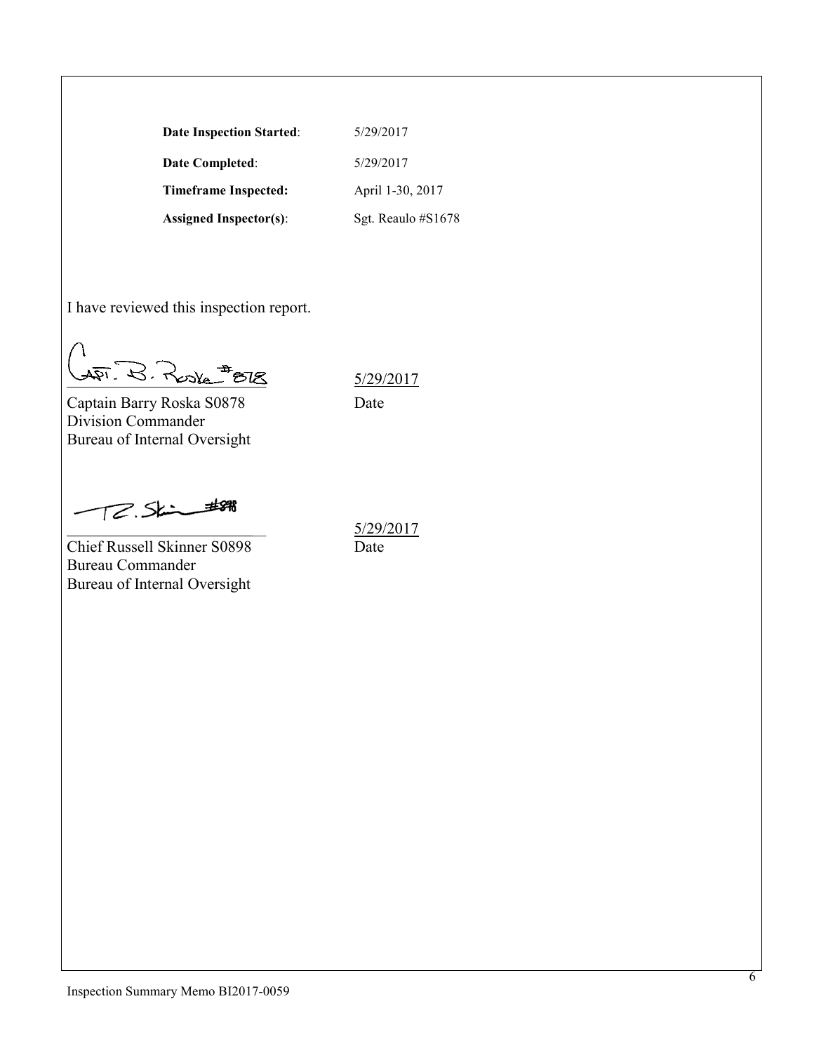| | |
|---|---|
| **Date Inspection Started**: | 5/29/2017 |
| **Date Completed**: | 5/29/2017 |
| **Timeframe Inspected:** | April 1-30, 2017 |
| **Assigned Inspector(s)**: | Sgt. Reaulo #S1678 |

I have reviewed this inspection report.

Capt. B. Roska #878

5/29/2017
Date

Captain Barry Roska S0878
Division Commander
Bureau of Internal Oversight

R. Skinner #898

5/29/2017
Date

Chief Russell Skinner S0898
Bureau Commander
Bureau of Internal Oversight

Inspection Summary Memo BI2017-0059